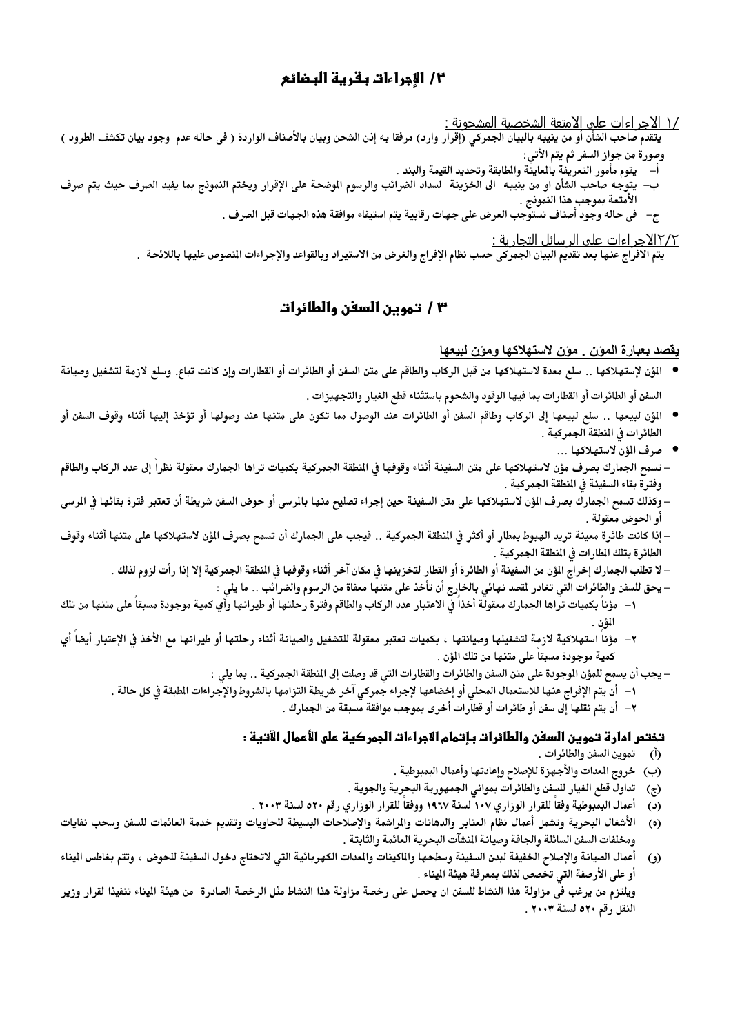## ٣/ الإجراءات بقرية البضائع

/١ الاجراءات على الامتعة الشخصية المشحونة :

يتقدم صاحب الشأن أو من ينيبه بالبيان الجمركي (إقرار وارد) مرفقا به إذن الشحن وبيان بالأصناف الواردة ( فى حاله عدم وجود بيان تكشف الطرود ) وصورة من جواز السفر ثم يتم الأتي:

أ- يقوم مأمور التعريفة بالمعاينة والمطابقة وتحديد القيمة والبند .

ب- يتوجه صاحب الشأن او من ينيبه الى الخزينة لسداد الضرائب والرسوم الموضحة على الإقرار ويختم النموذج بما يفيد الصرف حيث يتم صرف الأمتعة بموجب هذا النموذج .

ج- فى حاله وجود أصناف تستوجب العرض على جهات رقابية يتم استيفاء موافقة هذه الجهات قبل الصرف .

٢/٢الاجراءات على الرسائل التجارية :

يتم الافراج عنها بعد تقديم البيان الجمركى حسب نظام الإفراج والغرض من الاستيراد وبالقواعد والإجراءات المنصوص عليها باللائحة .

## ٣ / تموين السفن والطائرات

**يقصد بعبارة المؤن . مؤن لاستهلاكها ومؤن لبيعها**

- المؤن لإستهلاكها .. سلع معدة لاستهلاكها من قبل الركاب والطاقم على متن السفن أو الطائرات أو القطارات وإن كانت تباع. وسلع لازمة لتشغيل وصيانة السفن أو الطائرات أو القطارات بما فيها الوقود والشحوم باستثناء قطع الغيار والتجهيزات .
- المؤن لبيعها .. سلع تبيعها إلى الركاب وطاقم السفن أو الطائرات عند الوصول مما تكون على متنها عند وصولها أو تؤخذ إليها أثناء وقوف السفن أو الطائرات في المنطقة الجمركية .
- صرف المؤن لاستهلاكها ...

– تسمح الجمارك بصرف مؤن لاستهلاكها على متن السفينة أثناء وقوفها في المنطقة الجمركية بكميات تراها الجمارك معقولة نظراً إلى عدد الركاب والطاقم وفترة بقاء السفينة في المنطقة الجمركية .

– وكذلك تسمح الجمارك بصرف المؤن لاستهلاكها على متن السفينة حين إجراء تصليح منها بالمرسى أو حوض السفن شريطة أن تعتبر فترة بقائها في المرسى أو الحوض معقولة .

– إذا كانت طائرة معينة تريد الهبوط بمطار أو أكثر في المنطقة الجمركية .. فيجب على الجمارك أن تسمح بصرف المؤن لاستهلاكها على متنها أثناء وقوف الطائرة بتلك المطارات في المنطقة الجمركية .

– لا تطلب الجمارك إخراج المؤن من السفينة أو الطائرة أو القطار لتخزينها في مكان آخر أثناء وقوفها في المنطقة الجمركية إلا إذا رأت لزوم لذلك .

– يحق للسفن والطائرات التي تغادر لقصد نهائي بالخارج أن تأخذ على متنها معفاة من الرسوم والضرائب .. ما يلي :

١- مؤناً بكميات تراها الجمارك معقولة أخذاً في الاعتبار عدد الركاب والطاقم وفترة رحلتها أو طيرانها وأي كمية موجودة مسبقاً على متنها من تلك المؤن .

٢- مؤناً استهلاكية لازمة لتشغيلها وصيانتها ، بكميات تعتبر معقولة للتشغيل والصيانة أثناء رحلتها أو طيرانها مع الأخذ في الإعتبار أيضاً أي كمية موجودة مسبقاً على متنها من تلك المؤن .

– يجب أن يسمح للمؤن الموجودة على متن السفن والطائرات والقطارات التي قد وصلت إلى المنطقة الجمركية .. بما يلي :

١- أن يتم الإفراج عنها للاستعمال المحلي أو إخضاعها لإجراء جمركي آخر شريطة التزامها بالشروط والإجراءات المطبقة في كل حالة .

٢- أن يتم نقلها إلى سفن أو طائرات أو قطارات أخرى بموجب موافقة مسبقة من الجمارك .

### تختص ادارة تموين السفن والطائرات بإتمام الاجراءات الجمركية على الأعمال الآتية :

(أ) تموين السفن والطائرات .

(ب) خروج المعدات والأجهزة للإصلاح وإعادتها وأعمال البمبوطية .

(ج) تداول قطع الغيار للسفن والطائرات بموانى الجمهورية البحرية والجوية .

(د) أعمال البمبوطية وفقاً للقرار الوزاري ١٠٧ لسنة ١٩٦٧ ووفقاً للقرار الوزاري رقم ٥٢٠ لسنة ٢٠٠٣ .

(ه) الأشغال البحرية وتشمل أعمال نظام العنابر والدهانات والمراشمة والإصلاحات البسيطة للحاويات وتقديم خدمة العائمات للسفن وسحب نفايات ومخلفات السفن السائلة والجافة وصيانة المنشآت البحرية العائمة والثابتة .

(و) أعمال الصيانة والإصلاح الخفيفة لبدن السفينة وسطحها والماكينات والمعدات الكهربائية التي لاتحتاج دخول السفينة للحوض ، وتتم بغاطس الميناء أو على الأرصفة التي تخصص لذلك بمعرفة هيئة الميناء .

ويلتزم من يرغب فى مزاولة هذا النشاط للسفن ان يحصل على رخصة مزاولة هذا النشاط مثل الرخصة الصادرة من هيئة الميناء تنفيذا لقرار وزير النقل رقم ٥٢٠ لسنة ٢٠٠٣ .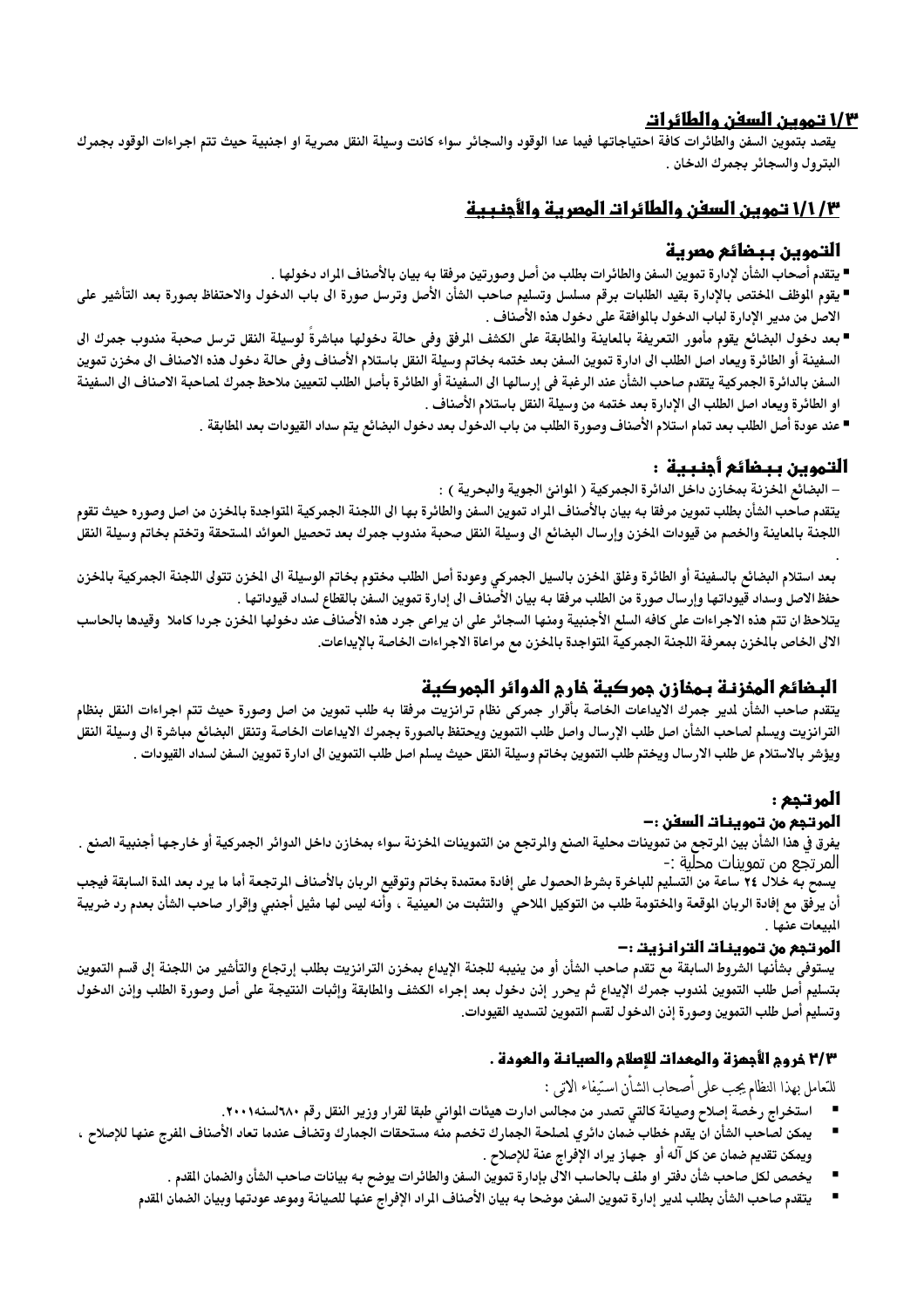## ١/٣ تموين السفن والطائرات

يقصد بتموين السفن والطائرات كافة احتياجاتها فيما عدا الوقود والسجائر سواء كانت وسيلة النقل مصرية او اجنبية حيث تتم اجراءات الوقود بجمرك البترول والسجائر بجمرك الدخان .

## ١/١/٣ تموين السفن والطائرات المصرية والأجنبية

### التموين ببضائع مصرية

- يتقدم أصحاب الشأن لإدارة تموين السفن والطائرات بطلب من أصل وصورتين مرفقا به بيان بالأصناف المراد دخولها .
- يقوم الموظف المختص بالإدارة بقيد الطلبات برقم مسلسل وتسليم صاحب الشأن الأصل وترسل صورة الى باب الدخول والاحتفاظ بصورة بعد التأشير على الاصل من مدير الإدارة لباب الدخول بالموافقة على دخول هذه الأصناف .
- بعد دخول البضائع يقوم مأمور التعريفة بالمعاينة والمطابقة على الكشف المرفق وفى حالة دخولها مباشرةً لوسيلة النقل ترسل صحبة مندوب جمرك الى السفينة أو الطائرة ويعاد اصل الطلب الى ادارة تموين السفن بعد ختمه بخاتم وسيلة النقل باستلام الأصناف وفى حالة دخول هذه الاصناف الى مخزن تموين السفن بالدائرة الجمركية يتقدم صاحب الشأن عند الرغبة فى إرسالها الى السفينة أو الطائرة بأصل الطلب لتعيين ملاحظ جمرك لمصاحبة الاصناف الى السفينة او الطائرة ويعاد اصل الطلب الى الإدارة بعد ختمه من وسيلة النقل باستلام الأصناف .
- عند عودة أصل الطلب بعد تمام استلام الأصناف وصورة الطلب من باب الدخول بعد دخول البضائع يتم سداد القيودات بعد المطابقة .

### التموين ببضائع أجنبية :

– البضائع المخزنة بمخازن داخل الدائرة الجمركية ( الموانئ الجوية والبحرية ) :

يتقدم صاحب الشأن بطلب تموين مرفقا به بيان بالأصناف المراد تموين السفن والطائرة بها الى اللجنة الجمركية المتواجدة بالمخزن من اصل وصوره حيث تقوم اللجنة بالمعاينة والخصم من قيودات المخزن وإرسال البضائع الى وسيلة النقل صحبة مندوب جمرك بعد تحصيل العوائد المستحقة وتختم بخاتم وسيلة النقل .

بعد استلام البضائع بالسفينة أو الطائرة وغلق المخزن بالسيل الجمركي وعودة أصل الطلب مختوم بخاتم الوسيلة الى المخزن تتولى اللجنة الجمركية بالمخزن حفظ الاصل وسداد قيوداتها وإرسال صورة من الطلب مرفقا به بيان الأصناف الى إدارة تموين السفن بالقطاع لسداد قيوداتها .

يتلاحظ ان تتم هذه الاجراءات على كافه السلع الأجنبية ومنها السجائر على ان يراعى جرد هذه الأصناف عند دخولها المخزن جردا كاملا وقيدها بالحاسب الالى الخاص بالمخزن بمعرفة اللجنة الجمركية المتواجدة بالمخزن مع مراعاة الاجراءات الخاصة بالإيداعات.

### البضائع المخزنة بمخازن جمركية خارج الدوائر الجمركية

يتقدم صاحب الشأن لمدير جمرك الايداعات الخاصة بأقرار جمركى نظام ترانزيت مرفقا به طلب تموين من اصل وصورة حيث تتم اجراءات النقل بنظام الترانزيت ويسلم لصاحب الشأن اصل طلب الإرسال واصل طلب التموين ويحتفظ بالصورة بجمرك الايداعات الخاصة وتنقل البضائع مباشرة الى وسيلة النقل ويؤشر بالاستلام عل طلب الارسال ويختم طلب التموين بخاتم وسيلة النقل حيث يسلم اصل طلب التموين الى ادارة تموين السفن لسداد القيودات .

### المرتجع :

#### المرتجع من تموينات السفن :–

يفرق في هذا الشأن بين المرتجع من تموينات محلية الصنع والمرتجع من التموينات المخزنة سواء بمخازن داخل الدوائر الجمركية أو خارجها أجنبية الصنع .

المرتجع من تموينات محلية :-

يسمح به خلال ٢٤ ساعة من التسليم للباخرة بشرط الحصول على إفادة معتمدة بخاتم وتوقيع الربان بالأصناف المرتجعة أما ما يرد بعد المدة السابقة فيجب أن يرفق مع إفادة الربان الموقعة والمختومة طلب من التوكيل الملاحي والتثبت من العينية ، وأنه ليس لها مثيل أجنبي وإقرار صاحب الشأن بعدم رد ضريبة المبيعات عنها .

#### المرتجع من تموينات الترانزيت :–

يستوفى بشأنها الشروط السابقة مع تقدم صاحب الشأن أو من ينيبه للجنة الإيداع بمخزن الترانزيت بطلب إرتجاع والتأشير من اللجنة إلى قسم التموين بتسليم أصل طلب التموين لمندوب جمرك الإيداع ثم يحرر إذن دخول بعد إجراء الكشف والمطابقة وإثبات النتيجة على أصل وصورة الطلب وإذن الدخول وتسليم أصل طلب التموين وصورة إذن الدخول لقسم التموين لتسديد القيودات.

### ٢/٣ خروج الأجهزة والمعدات للإصلاح والصيانة والعودة .

للتعامل بهذا النظام يجب على أصحاب الشأن استيفاء الاتى :

- استخراج رخصة إصلاح وصيانة كالتي تصدر من مجالس ادارت هيئات الموانى طبقا لقرار وزير النقل رقم ٦٨٠لسنه٢٠٠١.
- يمكن لصاحب الشأن ان يقدم خطاب ضمان دائري لصلحة الجمارك تخصم منه مستحقات الجمارك وتضاف عندما تعاد الأصناف المفرج عنها للإصلاح ، ويمكن تقديم ضمان عن كل آله أو جهاز يراد الإفراج عنة للإصلاح .
- يخصص لكل صاحب شأن دفتر او ملف بالحاسب الالى بإدارة تموين السفن والطائرات يوضح به بيانات صاحب الشأن والضمان المقدم .
- يتقدم صاحب الشأن بطلب لمدير إدارة تموين السفن موضحا به بيان الأصناف المراد الإفراج عنها للصيانة وموعد عودتها وبيان الضمان المقدم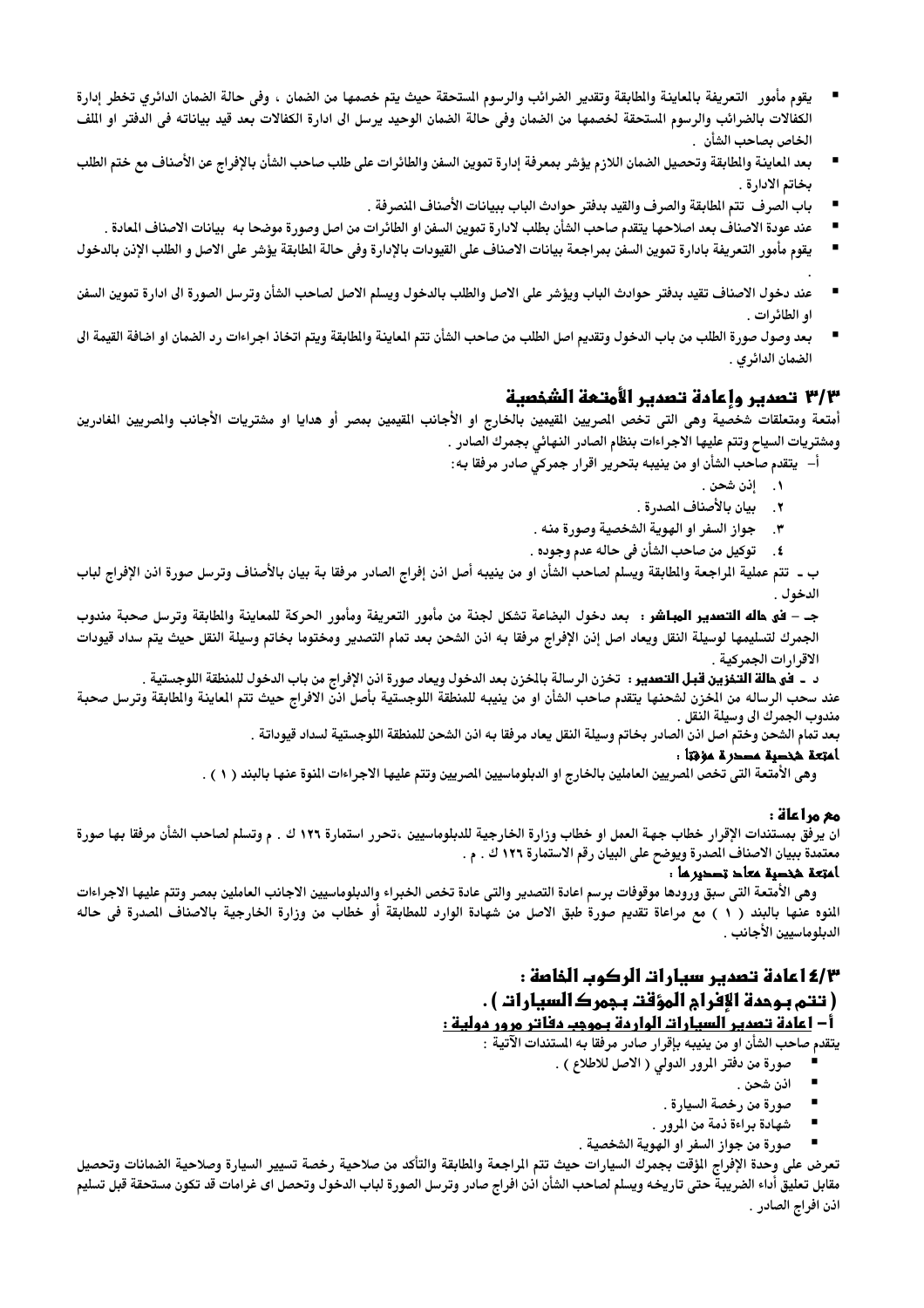- يقوم مأمور التعريفة بالمعاينة والمطابقة وتقدير الضرائب والرسوم المستحقة حيث يتم خصمها من الضمان ، وفى حالة الضمان الدائري تخطر إدارة الكفالات بالضرائب والرسوم المستحقة لخصمها من الضمان وفى حالة الضمان الوحيد يرسل الى ادارة الكفالات بعد قيد بياناته فى الدفتر او الملف الخاص بصاحب الشأن .
- بعد المعاينة والمطابقة وتحصيل الضمان اللازم يؤشر بمعرفة إدارة تموين السفن والطائرات على طلب صاحب الشأن بالإفراج عن الأصناف مع ختم الطلب بخاتم الادارة .
- باب الصرف تتم المطابقة والصرف والقيد بدفتر حوادث الباب ببيانات الأصناف المنصرفة .
- عند عودة الاصناف بعد اصلاحها يتقدم صاحب الشأن بطلب لادارة تموين السفن او الطائرات من اصل وصورة موضحا به بيانات الاصناف المعادة .
- يقوم مأمور التعريفة بادارة تموين السفن بمراجعة بيانات الاصناف على القيودات بالإدارة وفى حالة المطابقة يؤشر على الاصل و الطلب الإذن بالدخول .
- عند دخول الاصناف تقيد بدفتر حوادث الباب ويؤشر على الاصل والطلب بالدخول ويسلم الاصل لصاحب الشأن وترسل الصورة الى ادارة تموين السفن او الطائرات .
- بعد وصول صورة الطلب من باب الدخول وتقديم اصل الطلب من صاحب الشأن تتم المعاينة والمطابقة ويتم اتخاذ اجراءات رد الضمان او اضافة القيمة الى الضمان الدائري .

## ٣/٣ تصدير وإعادة تصدير الأمتعة الشخصية

أمتعة ومتعلقات شخصية وهي التى تخص المصريين القيمين بالخارج او الأجانب المقيمين بمصر أو هدايا او مشتريات الأجانب والمصريين المغادرين ومشتريات السياح وتتم عليها الاجراءات بنظام الصادر النهائي بجمرك الصادر .

أ- يتقدم صاحب الشأن او من ينيبه بتحرير اقرار جمركي صادر مرفقا به:

١. إذن شحن .
٢. بيان بالأصناف المصدرة .
٣. جواز السفر او الهوية الشخصية وصورة منه .
٤. توكيل من صاحب الشأن في حاله عدم وجوده .

ب ـ تتم عملية المراجعة والمطابقة ويسلم لصاحب الشأن او من ينيبه أصل اذن إفراج الصادر مرفقا بة بيان بالأصناف وترسل صورة اذن الإفراج لباب الدخول .

جـ – **فى حاله التصدير المباشر :** بعد دخول البضاعة تشكل لجنة من مأمور التعريفة ومأمور الحركة للمعاينة والمطابقة وترسل صحبة مندوب الجمرك لتسليمها لوسيلة النقل ويعاد اصل إذن الإفراج مرفقا به اذن الشحن بعد تمام التصدير ومختوما بخاتم وسيلة النقل حيث يتم سداد قيودات الاقرارات الجمركية .

د ـ **فى حالة التخزين قبل التصدير :** تخزن الرسالة بالمخزن بعد الدخول ويعاد صورة اذن الإفراج من باب الدخول للمنطقة اللوجستية .
عند سحب الرساله من المخزن لشحنها يتقدم صاحب الشأن او من ينيبه للمنطقة اللوجستية بأصل اذن الافراج حيث تتم المعاينة والمطابقة وترسل صحبة مندوب الجمرك الى وسيلة النقل .
بعد تمام الشحن وختم اصل اذن الصادر بخاتم وسيلة النقل يعاد مرفقا به اذن الشحن للمنطقة اللوجستية لسداد قيوداتة .

**امتعة شخصية مصدرة مؤقتاً :**
وهى الأمتعة التى تخص المصريين العاملين بالخارج او الدبلوماسيين المصريين وتتم عليها الاجراءات المنوة عنها بالبند ( ١ ) .

**مع مراعاة :**
ان يرفق بمستندات الإقرار خطاب جهة العمل او خطاب وزارة الخارجية للدبلوماسيين ،تحرر استمارة ١٢٦ ك . م وتسلم لصاحب الشأن مرفق بها صورة معتمدة ببيان الاصناف المصدرة ويوضح على البيان رقم الاستمارة ١٢٦ ك . م .

**امتعة شخصية معاد تصديرها :**
وهى الأمتعة التى سبق ورودها موقوفات برسم اعادة التصدير والتى عادة تخص الخبراء والدبلوماسيين الاجانب العاملين بمصر وتتم عليها الاجراءات المنوه عنها بالبند ( ١ ) مع مراعاة تقديم صورة طبق الاصل من شهادة الوارد للمطابقة أو خطاب من وزارة الخارجية بالاصناف المصدرة فى حاله الدبلوماسيين الأجانب .

## ٤/٣ اعادة تصدير سيارات الركوب الخاصة :
## ( تتم بوحدة الإفراج المؤقت بجمرك السيارات ) .

### أ- اعادة تصدير السيارات الواردة بموجب دفاتر مرور دولية :

يتقدم صاحب الشأن او من ينيبه بإقرار صادر مرفقا به المستندات الآتية :

- صورة من دفتر المرور الدولي ( الاصل للاطلاع ) .
- اذن شحن .
- صورة من رخصة السيارة .
- شهادة براءة ذمة من المرور .
- صورة من جواز السفر او الهوية الشخصية .

تعرض على وحدة الإفراج المؤقت بجمرك السيارات حيث تتم المراجعة والمطابقة والتأكد من صلاحية رخصة تسيير السيارة وصلاحية الضمانات وتحصيل مقابل تعليق أداء الضريبة حتى تاريخه ويسلم لصاحب الشأن اذن افراج صادر وترسل الصورة لباب الدخول وتحصل اى غرامات قد تكون مستحقة قبل تسليم اذن افراج الصادر .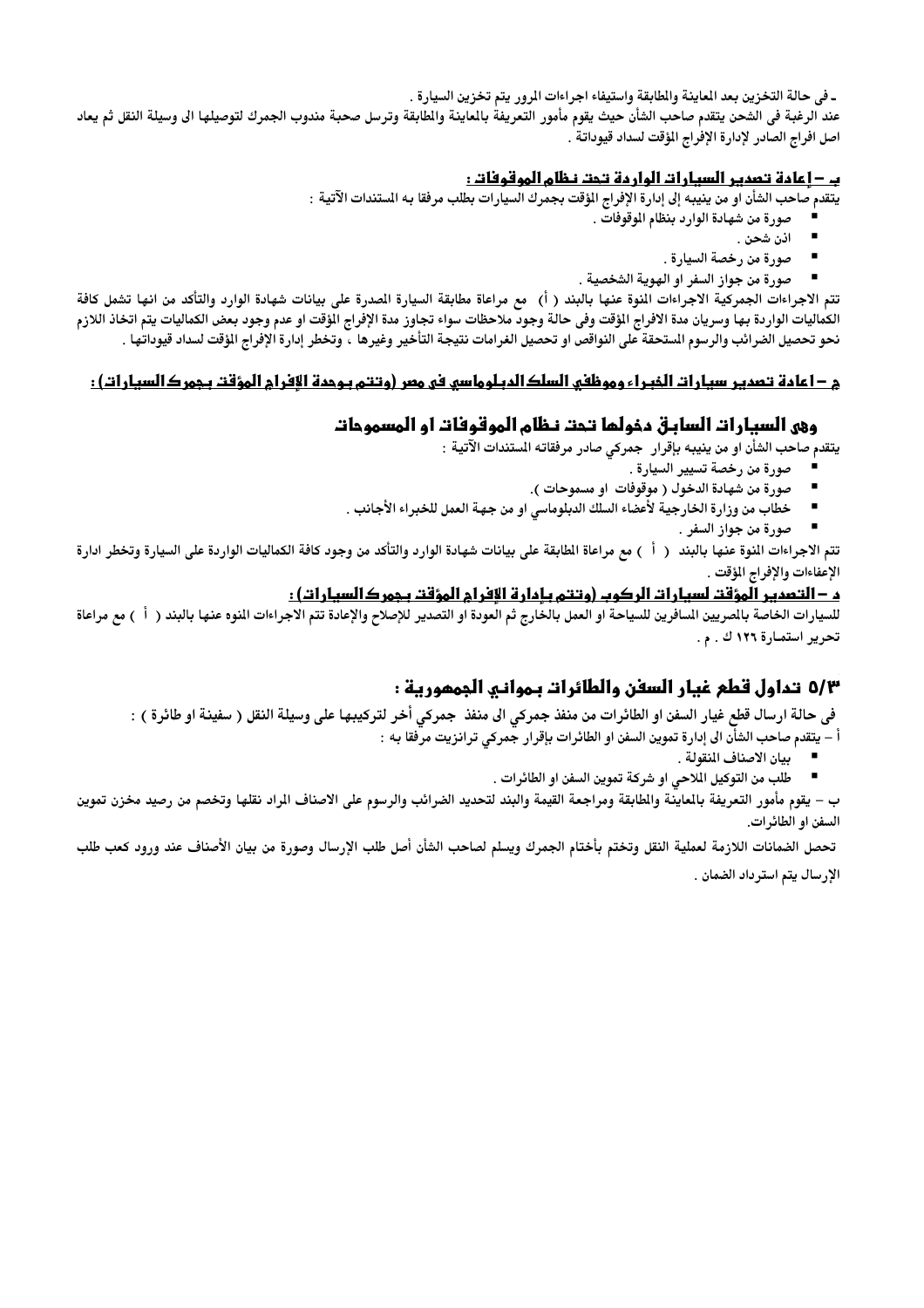ـ في حالة التخزين بعد المعاينة والمطابقة واستيفاء اجراءات المرور يتم تخزين السيارة .
عند الرغبة في الشحن يتقدم صاحب الشأن حيث يقوم مأمور التعريفة بالمعاينة والمطابقة وترسل صحبة مندوب الجمرك لتوصيلها الى وسيلة النقل ثم يعاد اصل افراج الصادر لإدارة الإفراج المؤقت لسداد قيوداتة .

### ب – إعادة تصدير السيارات الواردة تحت نظام الموقوفات :

يتقدم صاحب الشأن او من ينيبه إلى إدارة الإفراج المؤقت بجمرك السيارات بطلب مرفقا به المستندات الآتية :

- صورة من شهادة الوارد بنظام الموقوفات .
- اذن شحن .
- صورة من رخصة السيارة .
- صورة من جواز السفر او الهوية الشخصية .

تتم الاجراءات الجمركية الاجراءات المنوة عنها بالبند ( أ) مع مراعاة مطابقة السيارة المصدرة على بيانات شهادة الوارد والتأكد من انها تشمل كافة الكماليات الواردة بها وسريان مدة الافراج المؤقت وفي حالة وجود ملاحظات سواء تجاوز مدة الإفراج المؤقت او عدم وجود بعض الكماليات يتم اتخاذ اللازم نحو تحصيل الضرائب والرسوم المستحقة على النواقص او تحصيل الغرامات نتيجة التأخير وغيرها ، وتخطر إدارة الإفراج المؤقت لسداد قيوداتها .

### ج – اعادة تصدير سيارات الخبراء وموظفي السلك الدبلوماسي في مصر (وتتم بوحدة الإفراج المؤقت بجمرك السيارات) :

## وهى السيارات السابق دخولها تحت نظام الموقوفات او المسموحات

يتقدم صاحب الشأن او من ينيبه بإقرار جمركي صادر مرفقاته المستندات الآتية :

- صورة من رخصة تسيير السيارة .
- صورة من شهادة الدخول ( موقوفات او مسموحات ).
- خطاب من وزارة الخارجية لأعضاء السلك الدبلوماسي او من جهة العمل للخبراء الأجانب .
- صورة من جواز السفر .

تتم الاجراءات المنوة عنها بالبند ( أ ) مع مراعاة المطابقة على بيانات شهادة الوارد والتأكد من وجود كافة الكماليات الواردة على السيارة وتخطر ادارة الإعفاءات والإفراج المؤقت .

### د – التصدير المؤقت لسيارات الركوب (وتتم بإدارة الإفراج المؤقت بجمرك السيارات) :

للسيارات الخاصة بالمصريين المسافرين للسياحة او العمل بالخارج ثم العودة او التصدير للإصلاح والإعادة تتم الاجراءات المنوه عنها بالبند ( أ ) مع مراعاة تحرير استمارة ١٢٦ ك . م .

## ٥/٣ تداول قطع غيار السفن والطائرات بموانئ الجمهورية :

في حالة ارسال قطع غيار السفن او الطائرات من منفذ جمركي الى منفذ جمركي أخر لتركيبها على وسيلة النقل ( سفينة او طائرة ) :

أ – يتقدم صاحب الشأن الى إدارة تموين السفن او الطائرات بإقرار جمركي ترانزيت مرفقا به :

- بيان الاصناف المنقولة .
- طلب من التوكيل الملاحي او شركة تموين السفن او الطائرات .

ب – يقوم مأمور التعريفة بالمعاينة والمطابقة ومراجعة القيمة والبند لتحديد الضرائب والرسوم على الاصناف المراد نقلها وتخصم من رصيد مخزن تموين السفن او الطائرات.

تحصل الضمانات اللازمة لعملية النقل وتختم بأختام الجمرك ويسلم لصاحب الشأن أصل طلب الإرسال وصورة من بيان الأصناف عند ورود كعب طلب الإرسال يتم استرداد الضمان .